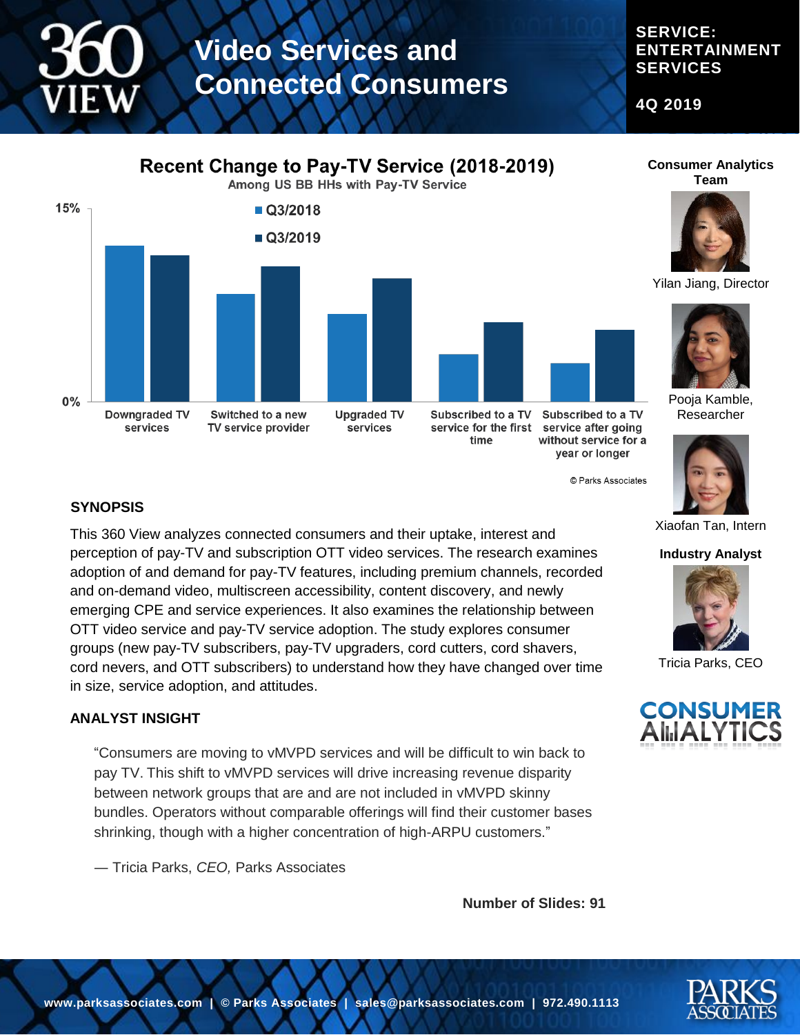# Video Services and Connected Consumers

**SERVICE: ENTERTAINMENT SERVICES**

**4Q 2019**

## Recent Change to Pay-TV Service (2018-2019)

Among US BB HHs with Pay-TV Service

Legend: Q3/2018, Q3/2019

Categories: Downgraded TV services; Switched to a new TV service provider; Upgraded TV services; Subscribed to a TV service for the first time; Subscribed to a TV service after going without service for a year or longer

Axis: 0% – 15%

© Parks Associates

**Consumer Analytics Team**

Yilan Jiang, Director

Pooja Kamble, Researcher

Xiaofan Tan, Intern

**Industry Analyst**

Tricia Parks, CEO

### SYNOPSIS

This 360 View analyzes connected consumers and their uptake, interest and perception of pay-TV and subscription OTT video services. The research examines adoption of and demand for pay-TV features, including premium channels, recorded and on-demand video, multiscreen accessibility, content discovery, and newly emerging CPE and service experiences. It also examines the relationship between OTT video service and pay-TV service adoption. The study explores consumer groups (new pay-TV subscribers, pay-TV upgraders, cord cutters, cord shavers, cord nevers, and OTT subscribers) to understand how they have changed over time in size, service adoption, and attitudes.

### ANALYST INSIGHT

> "Consumers are moving to vMVPD services and will be difficult to win back to pay TV. This shift to vMVPD services will drive increasing revenue disparity between network groups that are and are not included in vMVPD skinny bundles. Operators without comparable offerings will find their customer bases shrinking, though with a higher concentration of high-ARPU customers."
>
> — Tricia Parks, *CEO,* Parks Associates

**Number of Slides: 91**

www.parksassociates.com | © Parks Associates | sales@parksassociates.com | 972.490.1113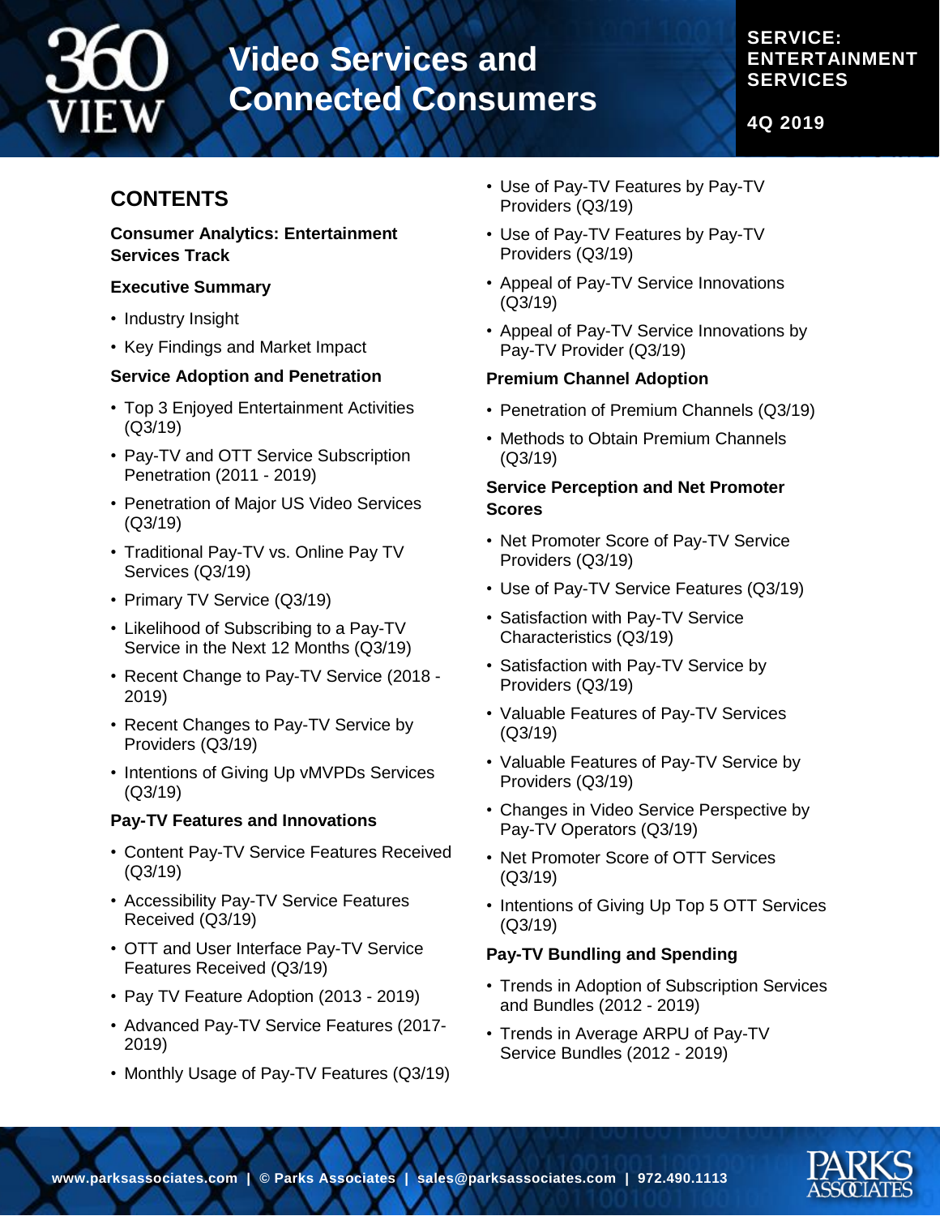# Video Services and Connected Consumers

**SERVICE: ENTERTAINMENT SERVICES**

**4Q 2019**

## CONTENTS

**Consumer Analytics: Entertainment Services Track**

**Executive Summary**

- Industry Insight
- Key Findings and Market Impact

**Service Adoption and Penetration**

- Top 3 Enjoyed Entertainment Activities (Q3/19)
- Pay-TV and OTT Service Subscription Penetration (2011 - 2019)
- Penetration of Major US Video Services (Q3/19)
- Traditional Pay-TV vs. Online Pay TV Services (Q3/19)
- Primary TV Service (Q3/19)
- Likelihood of Subscribing to a Pay-TV Service in the Next 12 Months (Q3/19)
- Recent Change to Pay-TV Service (2018 - 2019)
- Recent Changes to Pay-TV Service by Providers (Q3/19)
- Intentions of Giving Up vMVPDs Services (Q3/19)

**Pay-TV Features and Innovations**

- Content Pay-TV Service Features Received (Q3/19)
- Accessibility Pay-TV Service Features Received (Q3/19)
- OTT and User Interface Pay-TV Service Features Received (Q3/19)
- Pay TV Feature Adoption (2013 - 2019)
- Advanced Pay-TV Service Features (2017-2019)
- Monthly Usage of Pay-TV Features (Q3/19)
- Use of Pay-TV Features by Pay-TV Providers (Q3/19)
- Use of Pay-TV Features by Pay-TV Providers (Q3/19)
- Appeal of Pay-TV Service Innovations (Q3/19)
- Appeal of Pay-TV Service Innovations by Pay-TV Provider (Q3/19)

**Premium Channel Adoption**

- Penetration of Premium Channels (Q3/19)
- Methods to Obtain Premium Channels (Q3/19)

**Service Perception and Net Promoter Scores**

- Net Promoter Score of Pay-TV Service Providers (Q3/19)
- Use of Pay-TV Service Features (Q3/19)
- Satisfaction with Pay-TV Service Characteristics (Q3/19)
- Satisfaction with Pay-TV Service by Providers (Q3/19)
- Valuable Features of Pay-TV Services (Q3/19)
- Valuable Features of Pay-TV Service by Providers (Q3/19)
- Changes in Video Service Perspective by Pay-TV Operators (Q3/19)
- Net Promoter Score of OTT Services (Q3/19)
- Intentions of Giving Up Top 5 OTT Services (Q3/19)

**Pay-TV Bundling and Spending**

- Trends in Adoption of Subscription Services and Bundles (2012 - 2019)
- Trends in Average ARPU of Pay-TV Service Bundles (2012 - 2019)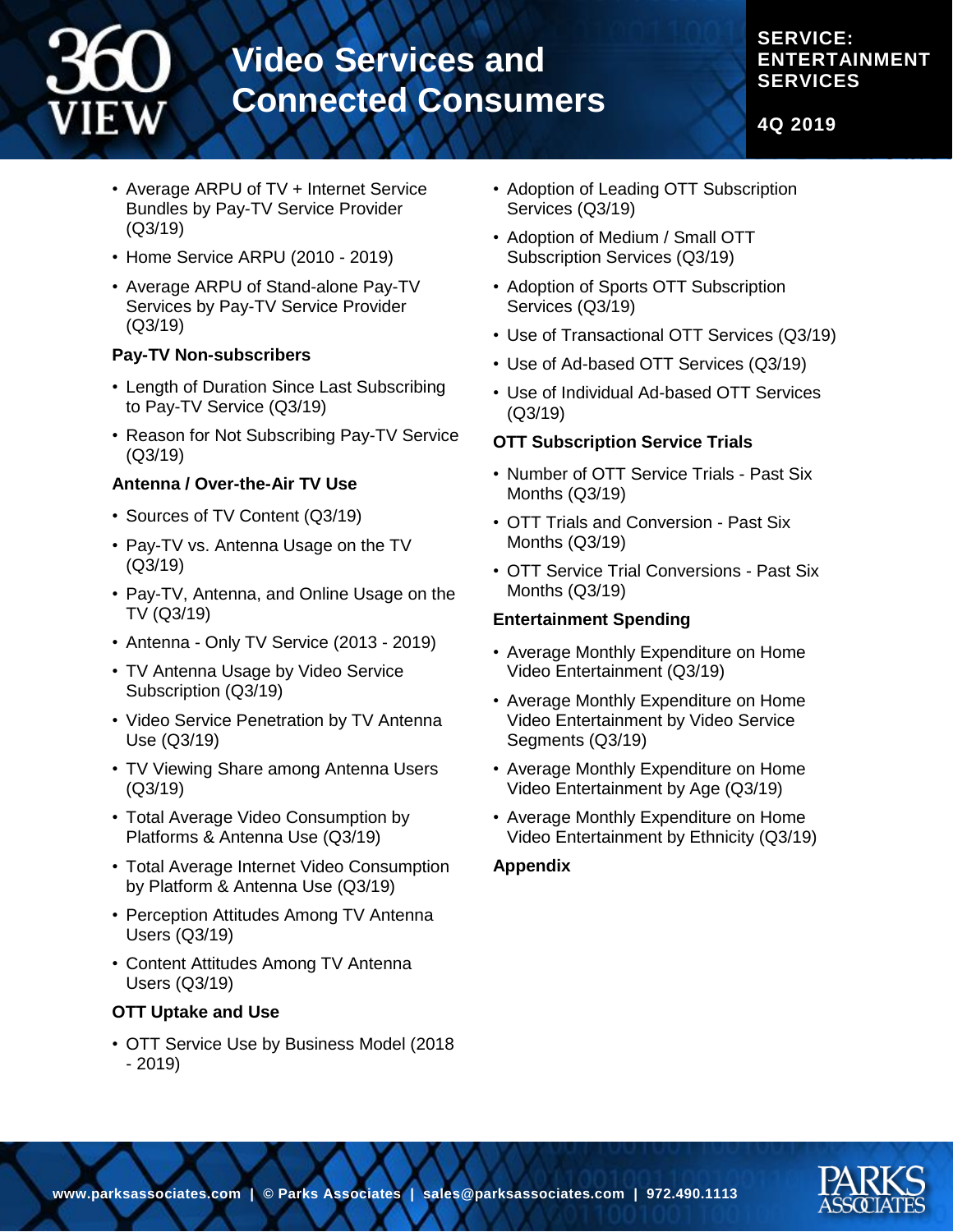- Average ARPU of TV + Internet Service Bundles by Pay-TV Service Provider (Q3/19)
- Home Service ARPU (2010 - 2019)
- Average ARPU of Stand-alone Pay-TV Services by Pay-TV Service Provider (Q3/19)

**Pay-TV Non-subscribers**

- Length of Duration Since Last Subscribing to Pay-TV Service (Q3/19)
- Reason for Not Subscribing Pay-TV Service (Q3/19)

**Antenna / Over-the-Air TV Use**

- Sources of TV Content (Q3/19)
- Pay-TV vs. Antenna Usage on the TV (Q3/19)
- Pay-TV, Antenna, and Online Usage on the TV (Q3/19)
- Antenna - Only TV Service (2013 - 2019)
- TV Antenna Usage by Video Service Subscription (Q3/19)
- Video Service Penetration by TV Antenna Use (Q3/19)
- TV Viewing Share among Antenna Users (Q3/19)
- Total Average Video Consumption by Platforms & Antenna Use (Q3/19)
- Total Average Internet Video Consumption by Platform & Antenna Use (Q3/19)
- Perception Attitudes Among TV Antenna Users (Q3/19)
- Content Attitudes Among TV Antenna Users (Q3/19)

**OTT Uptake and Use**

- OTT Service Use by Business Model (2018 - 2019)
- Adoption of Leading OTT Subscription Services (Q3/19)
- Adoption of Medium / Small OTT Subscription Services (Q3/19)
- Adoption of Sports OTT Subscription Services (Q3/19)
- Use of Transactional OTT Services (Q3/19)
- Use of Ad-based OTT Services (Q3/19)
- Use of Individual Ad-based OTT Services (Q3/19)

**OTT Subscription Service Trials**

- Number of OTT Service Trials - Past Six Months (Q3/19)
- OTT Trials and Conversion - Past Six Months (Q3/19)
- OTT Service Trial Conversions - Past Six Months (Q3/19)

**Entertainment Spending**

- Average Monthly Expenditure on Home Video Entertainment (Q3/19)
- Average Monthly Expenditure on Home Video Entertainment by Video Service Segments (Q3/19)
- Average Monthly Expenditure on Home Video Entertainment by Age (Q3/19)
- Average Monthly Expenditure on Home Video Entertainment by Ethnicity (Q3/19)

**Appendix**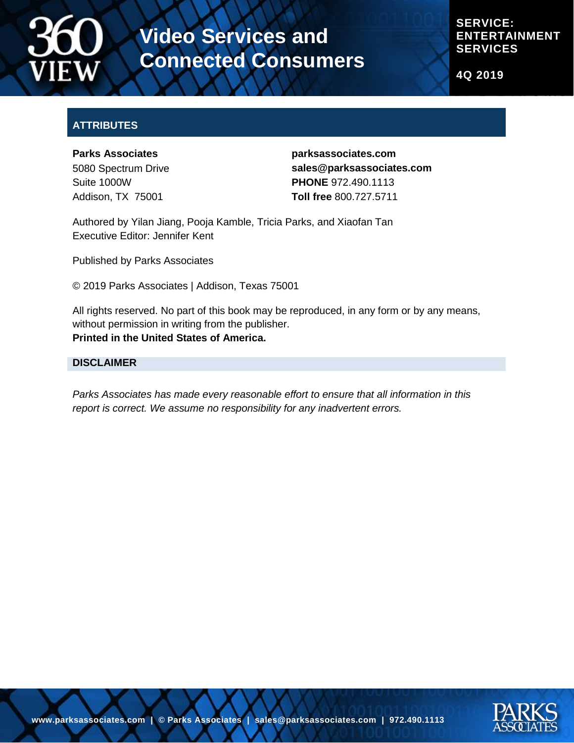# Video Services and Connected Consumers

**SERVICE: ENTERTAINMENT SERVICES**

**4Q 2019**

## ATTRIBUTES

**Parks Associates**
5080 Spectrum Drive
Suite 1000W
Addison, TX 75001

**parksassociates.com**
**sales@parksassociates.com**
**PHONE** 972.490.1113
**Toll free** 800.727.5711

Authored by Yilan Jiang, Pooja Kamble, Tricia Parks, and Xiaofan Tan
Executive Editor: Jennifer Kent

Published by Parks Associates

© 2019 Parks Associates | Addison, Texas 75001

All rights reserved. No part of this book may be reproduced, in any form or by any means, without permission in writing from the publisher.
**Printed in the United States of America.**

## DISCLAIMER

*Parks Associates has made every reasonable effort to ensure that all information in this report is correct. We assume no responsibility for any inadvertent errors.*